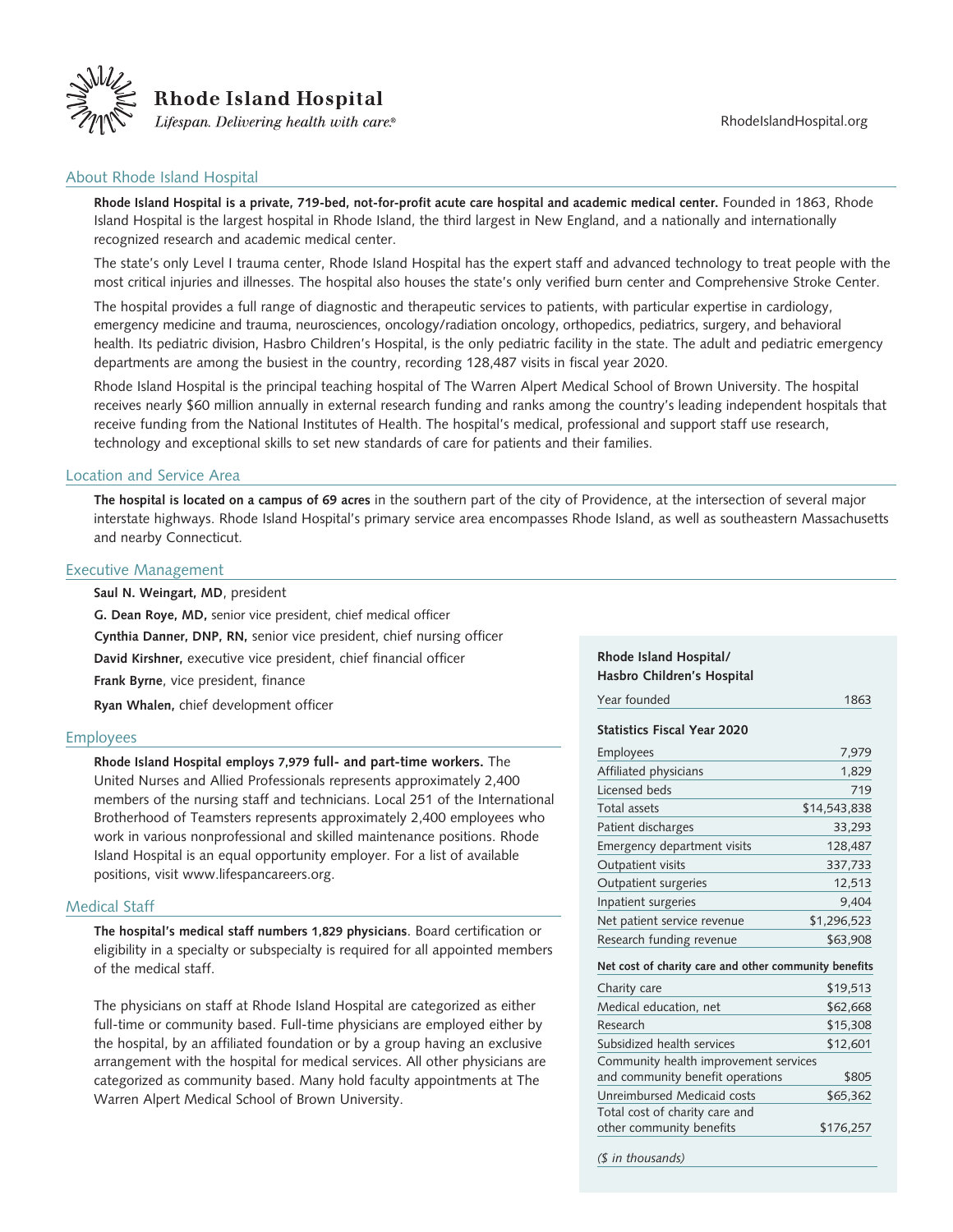# Rhode Island Hospital

*Lifespan. Delivering health with care.®*

RhodeIslandHospital.org

## About Rhode Island Hospital

**Rhode Island Hospital is a private, 719-bed, not-for-profit acute care hospital and academic medical center.** Founded in 1863, Rhode Island Hospital is the largest hospital in Rhode Island, the third largest in New England, and a nationally and internationally recognized research and academic medical center.

The state's only Level I trauma center, Rhode Island Hospital has the expert staff and advanced technology to treat people with the most critical injuries and illnesses. The hospital also houses the state's only verified burn center and Comprehensive Stroke Center.

The hospital provides a full range of diagnostic and therapeutic services to patients, with particular expertise in cardiology, emergency medicine and trauma, neurosciences, oncology/radiation oncology, orthopedics, pediatrics, surgery, and behavioral health. Its pediatric division, Hasbro Children's Hospital, is the only pediatric facility in the state. The adult and pediatric emergency departments are among the busiest in the country, recording 128,487 visits in fiscal year 2020.

Rhode Island Hospital is the principal teaching hospital of The Warren Alpert Medical School of Brown University. The hospital receives nearly $60 million annually in external research funding and ranks among the country's leading independent hospitals that receive funding from the National Institutes of Health. The hospital's medical, professional and support staff use research, technology and exceptional skills to set new standards of care for patients and their families.

## Location and Service Area

**The hospital is located on a campus of 69 acres** in the southern part of the city of Providence, at the intersection of several major interstate highways. Rhode Island Hospital's primary service area encompasses Rhode Island, as well as southeastern Massachusetts and nearby Connecticut.

## Executive Management

**Saul N. Weingart, MD**, president

**G. Dean Roye, MD,** senior vice president, chief medical officer

**Cynthia Danner, DNP, RN,** senior vice president, chief nursing officer

**David Kirshner,** executive vice president, chief financial officer

**Frank Byrne**, vice president, finance

**Ryan Whalen,** chief development officer

## Employees

**Rhode Island Hospital employs 7,979 full- and part-time workers.** The United Nurses and Allied Professionals represents approximately 2,400 members of the nursing staff and technicians. Local 251 of the International Brotherhood of Teamsters represents approximately 2,400 employees who work in various nonprofessional and skilled maintenance positions. Rhode Island Hospital is an equal opportunity employer. For a list of available positions, visit www.lifespancareers.org.

## Medical Staff

**The hospital's medical staff numbers 1,829 physicians**. Board certification or eligibility in a specialty or subspecialty is required for all appointed members of the medical staff.

The physicians on staff at Rhode Island Hospital are categorized as either full-time or community based. Full-time physicians are employed either by the hospital, by an affiliated foundation or by a group having an exclusive arrangement with the hospital for medical services. All other physicians are categorized as community based. Many hold faculty appointments at The Warren Alpert Medical School of Brown University.

### Rhode Island Hospital/ Hasbro Children's Hospital

| | |
|---|---|
| Year founded | 1863 |
| **Statistics Fiscal Year 2020** | |
| Employees | 7,979 |
| Affiliated physicians | 1,829 |
| Licensed beds | 719 |
| Total assets | $14,543,838 |
| Patient discharges | 33,293 |
| Emergency department visits | 128,487 |
| Outpatient visits | 337,733 |
| Outpatient surgeries | 12,513 |
| Inpatient surgeries | 9,404 |
| Net patient service revenue | $1,296,523 |
| Research funding revenue | $63,908 |
| **Net cost of charity care and other community benefits** | |
| Charity care | $19,513 |
| Medical education, net | $62,668 |
| Research | $15,308 |
| Subsidized health services | $12,601 |
| Community health improvement services and community benefit operations | $805 |
| Unreimbursed Medicaid costs | $65,362 |
| Total cost of charity care and other community benefits | $176,257 |

*($ in thousands)*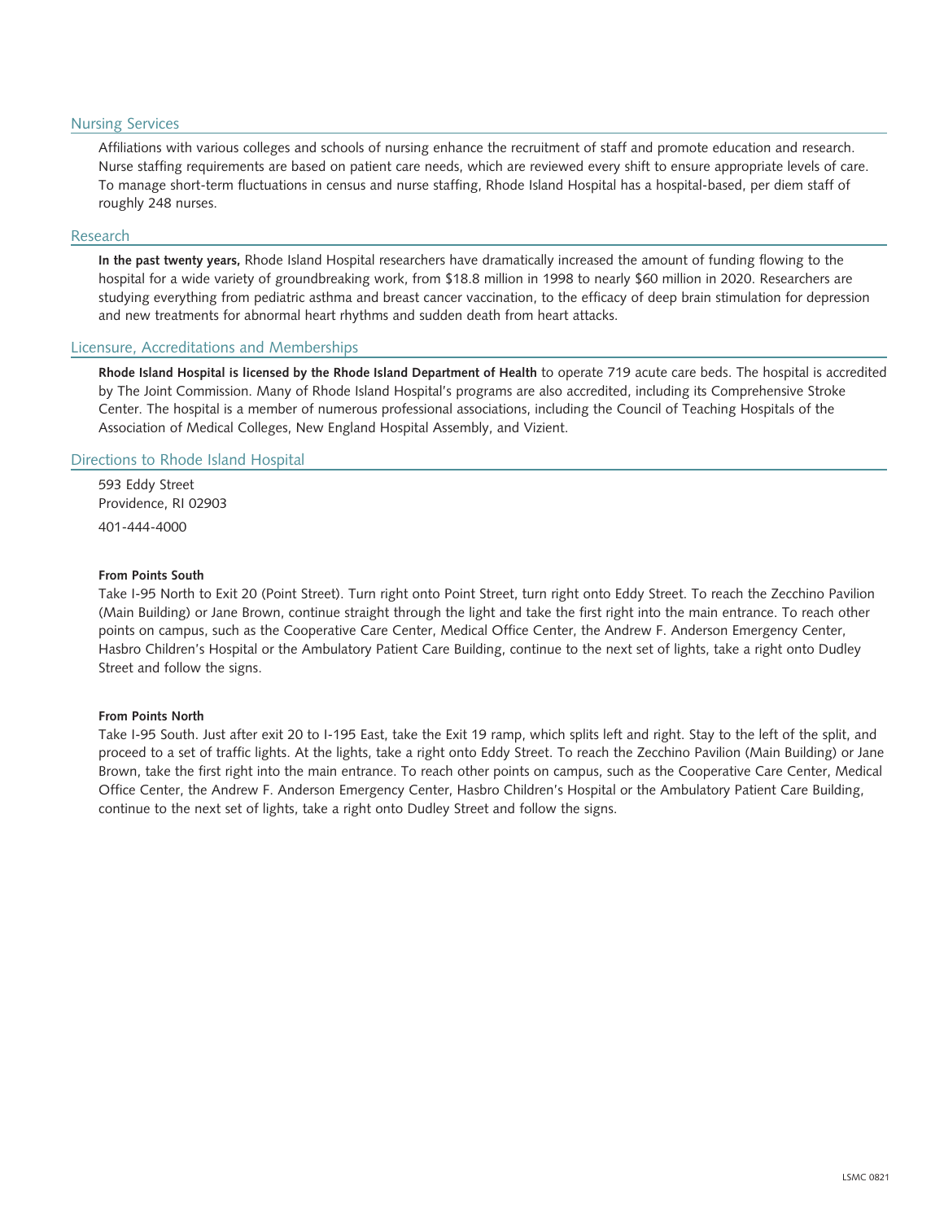## Nursing Services

Affiliations with various colleges and schools of nursing enhance the recruitment of staff and promote education and research. Nurse staffing requirements are based on patient care needs, which are reviewed every shift to ensure appropriate levels of care. To manage short-term fluctuations in census and nurse staffing, Rhode Island Hospital has a hospital-based, per diem staff of roughly 248 nurses.

## Research

**In the past twenty years,** Rhode Island Hospital researchers have dramatically increased the amount of funding flowing to the hospital for a wide variety of groundbreaking work, from $18.8 million in 1998 to nearly $60 million in 2020. Researchers are studying everything from pediatric asthma and breast cancer vaccination, to the efficacy of deep brain stimulation for depression and new treatments for abnormal heart rhythms and sudden death from heart attacks.

## Licensure, Accreditations and Memberships

**Rhode Island Hospital is licensed by the Rhode Island Department of Health** to operate 719 acute care beds. The hospital is accredited by The Joint Commission. Many of Rhode Island Hospital's programs are also accredited, including its Comprehensive Stroke Center. The hospital is a member of numerous professional associations, including the Council of Teaching Hospitals of the Association of Medical Colleges, New England Hospital Assembly, and Vizient.

## Directions to Rhode Island Hospital

593 Eddy Street
Providence, RI 02903

401-444-4000

**From Points South**

Take I-95 North to Exit 20 (Point Street). Turn right onto Point Street, turn right onto Eddy Street. To reach the Zecchino Pavilion (Main Building) or Jane Brown, continue straight through the light and take the first right into the main entrance. To reach other points on campus, such as the Cooperative Care Center, Medical Office Center, the Andrew F. Anderson Emergency Center, Hasbro Children's Hospital or the Ambulatory Patient Care Building, continue to the next set of lights, take a right onto Dudley Street and follow the signs.

**From Points North**

Take I-95 South. Just after exit 20 to I-195 East, take the Exit 19 ramp, which splits left and right. Stay to the left of the split, and proceed to a set of traffic lights. At the lights, take a right onto Eddy Street. To reach the Zecchino Pavilion (Main Building) or Jane Brown, take the first right into the main entrance. To reach other points on campus, such as the Cooperative Care Center, Medical Office Center, the Andrew F. Anderson Emergency Center, Hasbro Children's Hospital or the Ambulatory Patient Care Building, continue to the next set of lights, take a right onto Dudley Street and follow the signs.

LSMC 0821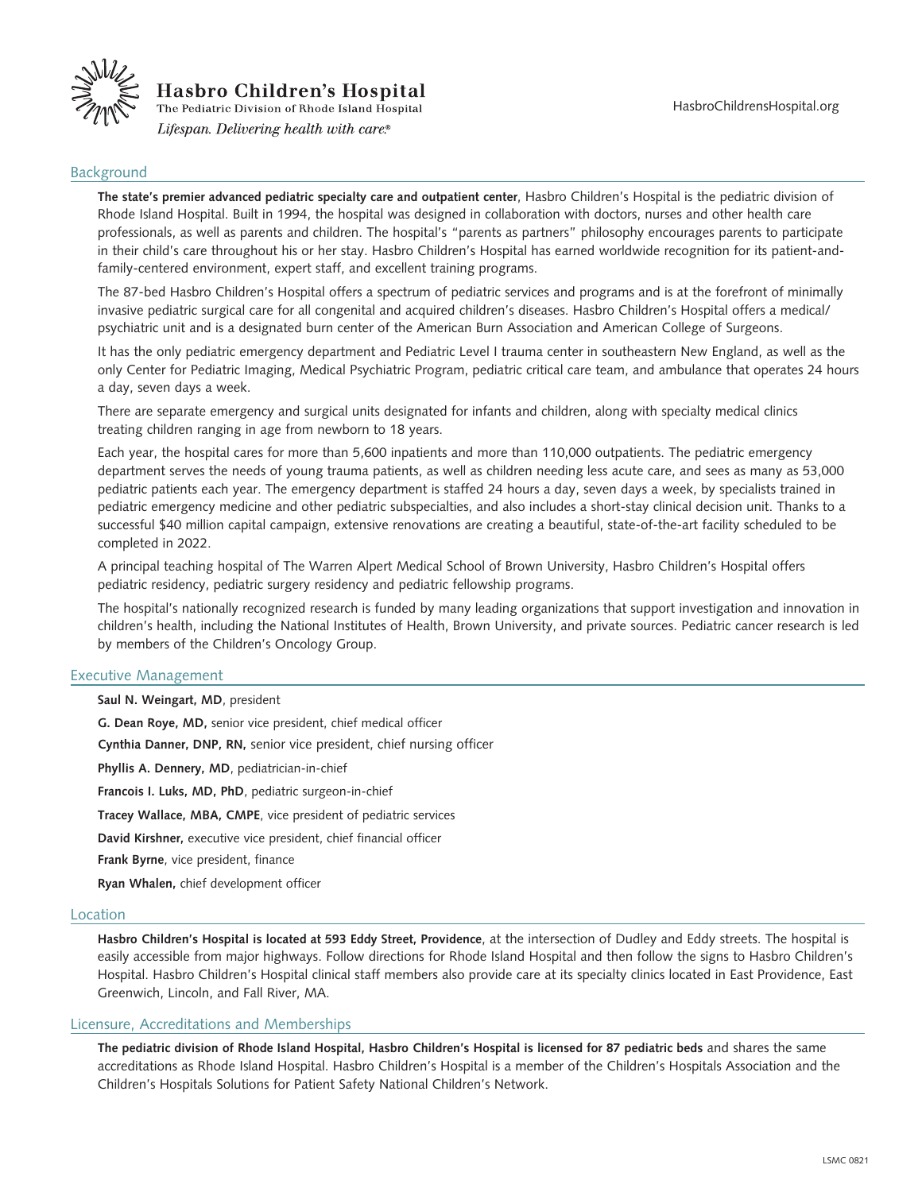# Hasbro Children's Hospital

The Pediatric Division of Rhode Island Hospital

*Lifespan. Delivering health with care.®*

HasbroChildrensHospital.org

## Background

**The state's premier advanced pediatric specialty care and outpatient center**, Hasbro Children's Hospital is the pediatric division of Rhode Island Hospital. Built in 1994, the hospital was designed in collaboration with doctors, nurses and other health care professionals, as well as parents and children. The hospital's "parents as partners" philosophy encourages parents to participate in their child's care throughout his or her stay. Hasbro Children's Hospital has earned worldwide recognition for its patient-and-family-centered environment, expert staff, and excellent training programs.

The 87-bed Hasbro Children's Hospital offers a spectrum of pediatric services and programs and is at the forefront of minimally invasive pediatric surgical care for all congenital and acquired children's diseases. Hasbro Children's Hospital offers a medical/psychiatric unit and is a designated burn center of the American Burn Association and American College of Surgeons.

It has the only pediatric emergency department and Pediatric Level I trauma center in southeastern New England, as well as the only Center for Pediatric Imaging, Medical Psychiatric Program, pediatric critical care team, and ambulance that operates 24 hours a day, seven days a week.

There are separate emergency and surgical units designated for infants and children, along with specialty medical clinics treating children ranging in age from newborn to 18 years.

Each year, the hospital cares for more than 5,600 inpatients and more than 110,000 outpatients. The pediatric emergency department serves the needs of young trauma patients, as well as children needing less acute care, and sees as many as 53,000 pediatric patients each year. The emergency department is staffed 24 hours a day, seven days a week, by specialists trained in pediatric emergency medicine and other pediatric subspecialties, and also includes a short-stay clinical decision unit. Thanks to a successful $40 million capital campaign, extensive renovations are creating a beautiful, state-of-the-art facility scheduled to be completed in 2022.

A principal teaching hospital of The Warren Alpert Medical School of Brown University, Hasbro Children's Hospital offers pediatric residency, pediatric surgery residency and pediatric fellowship programs.

The hospital's nationally recognized research is funded by many leading organizations that support investigation and innovation in children's health, including the National Institutes of Health, Brown University, and private sources. Pediatric cancer research is led by members of the Children's Oncology Group.

## Executive Management

**Saul N. Weingart, MD**, president

**G. Dean Roye, MD,** senior vice president, chief medical officer

**Cynthia Danner, DNP, RN,** senior vice president, chief nursing officer

**Phyllis A. Dennery, MD**, pediatrician-in-chief

**Francois I. Luks, MD, PhD**, pediatric surgeon-in-chief

**Tracey Wallace, MBA, CMPE**, vice president of pediatric services

**David Kirshner,** executive vice president, chief financial officer

**Frank Byrne**, vice president, finance

**Ryan Whalen,** chief development officer

## Location

**Hasbro Children's Hospital is located at 593 Eddy Street, Providence**, at the intersection of Dudley and Eddy streets. The hospital is easily accessible from major highways. Follow directions for Rhode Island Hospital and then follow the signs to Hasbro Children's Hospital. Hasbro Children's Hospital clinical staff members also provide care at its specialty clinics located in East Providence, East Greenwich, Lincoln, and Fall River, MA.

## Licensure, Accreditations and Memberships

**The pediatric division of Rhode Island Hospital, Hasbro Children's Hospital is licensed for 87 pediatric beds** and shares the same accreditations as Rhode Island Hospital. Hasbro Children's Hospital is a member of the Children's Hospitals Association and the Children's Hospitals Solutions for Patient Safety National Children's Network.

LSMC 0821